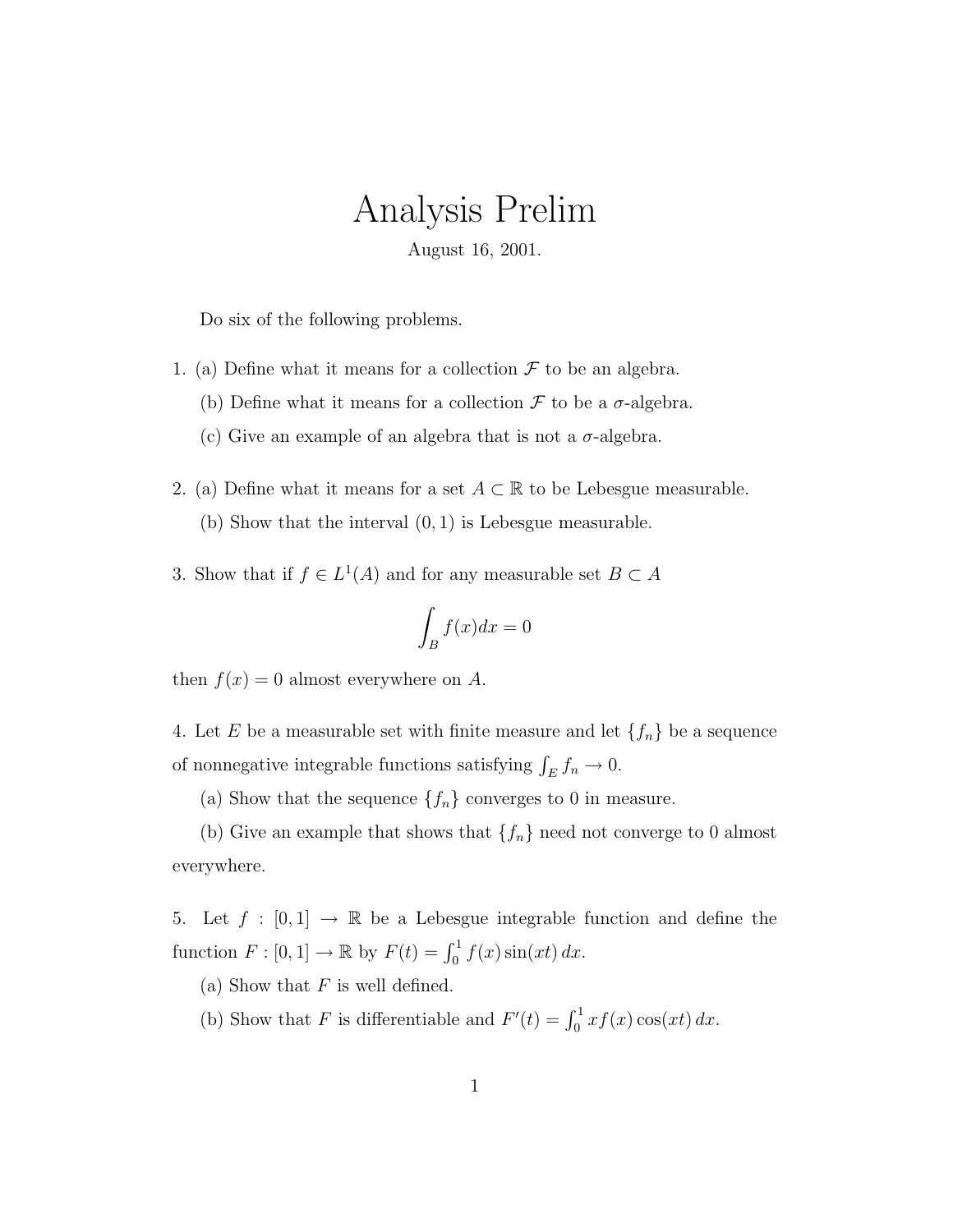# Analysis Prelim

August 16, 2001.

Do six of the following problems.

1. (a) Define what it means for a collection $\mathcal{F}$ to be an algebra.

   (b) Define what it means for a collection $\mathcal{F}$ to be a $\sigma$-algebra.

   (c) Give an example of an algebra that is not a $\sigma$-algebra.

2. (a) Define what it means for a set $A \subset \mathbb{R}$ to be Lebesgue measurable.

   (b) Show that the interval $(0, 1)$ is Lebesgue measurable.

3. Show that if $f \in L^1(A)$ and for any measurable set $B \subset A$

$$\int_B f(x)dx = 0$$

then $f(x) = 0$ almost everywhere on $A$.

4. Let $E$ be a measurable set with finite measure and let $\{f_n\}$ be a sequence of nonnegative integrable functions satisfying $\int_E f_n \to 0$.

   (a) Show that the sequence $\{f_n\}$ converges to 0 in measure.

   (b) Give an example that shows that $\{f_n\}$ need not converge to 0 almost everywhere.

5. Let $f : [0, 1] \to \mathbb{R}$ be a Lebesgue integrable function and define the function $F : [0, 1] \to \mathbb{R}$ by $F(t) = \int_0^1 f(x) \sin(xt)\, dx$.

   (a) Show that $F$ is well defined.

   (b) Show that $F$ is differentiable and $F'(t) = \int_0^1 x f(x) \cos(xt)\, dx$.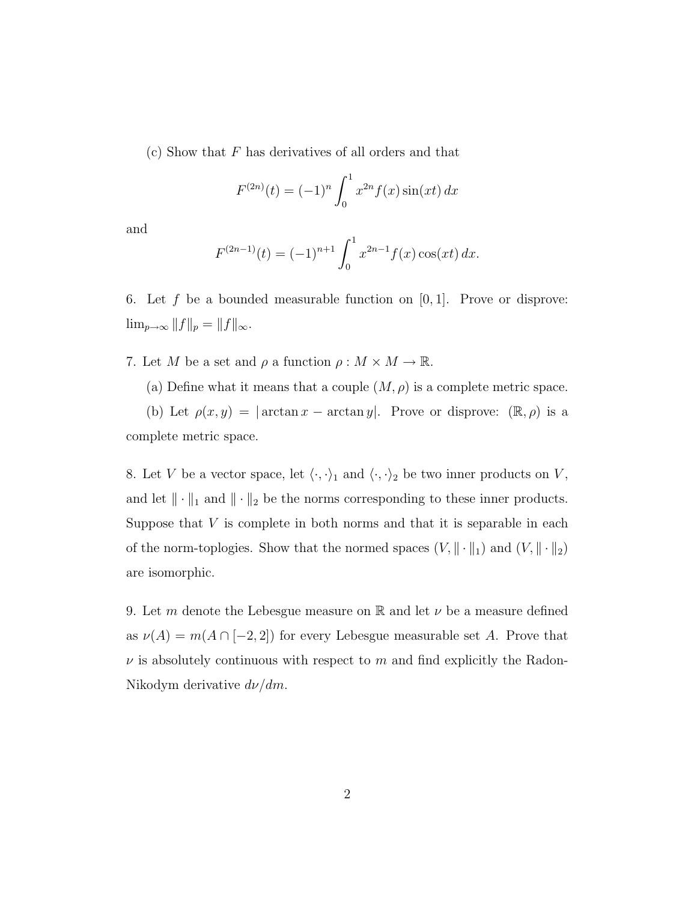(c) Show that $F$ has derivatives of all orders and that

$$F^{(2n)}(t) = (-1)^n \int_0^1 x^{2n} f(x) \sin(xt)\, dx$$

and

$$F^{(2n-1)}(t) = (-1)^{n+1} \int_0^1 x^{2n-1} f(x) \cos(xt)\, dx.$$

6. Let $f$ be a bounded measurable function on $[0,1]$. Prove or disprove: $\lim_{p\to\infty} \|f\|_p = \|f\|_\infty$.

7. Let $M$ be a set and $\rho$ a function $\rho : M \times M \to \mathbb{R}$.

(a) Define what it means that a couple $(M, \rho)$ is a complete metric space.

(b) Let $\rho(x,y) = |\arctan x - \arctan y|$. Prove or disprove: $(\mathbb{R}, \rho)$ is a complete metric space.

8. Let $V$ be a vector space, let $\langle \cdot, \cdot \rangle_1$ and $\langle \cdot, \cdot \rangle_2$ be two inner products on $V$, and let $\|\cdot\|_1$ and $\|\cdot\|_2$ be the norms corresponding to these inner products. Suppose that $V$ is complete in both norms and that it is separable in each of the norm-toplogies. Show that the normed spaces $(V, \|\cdot\|_1)$ and $(V, \|\cdot\|_2)$ are isomorphic.

9. Let $m$ denote the Lebesgue measure on $\mathbb{R}$ and let $\nu$ be a measure defined as $\nu(A) = m(A \cap [-2,2])$ for every Lebesgue measurable set $A$. Prove that $\nu$ is absolutely continuous with respect to $m$ and find explicitly the Radon-Nikodym derivative $d\nu/dm$.